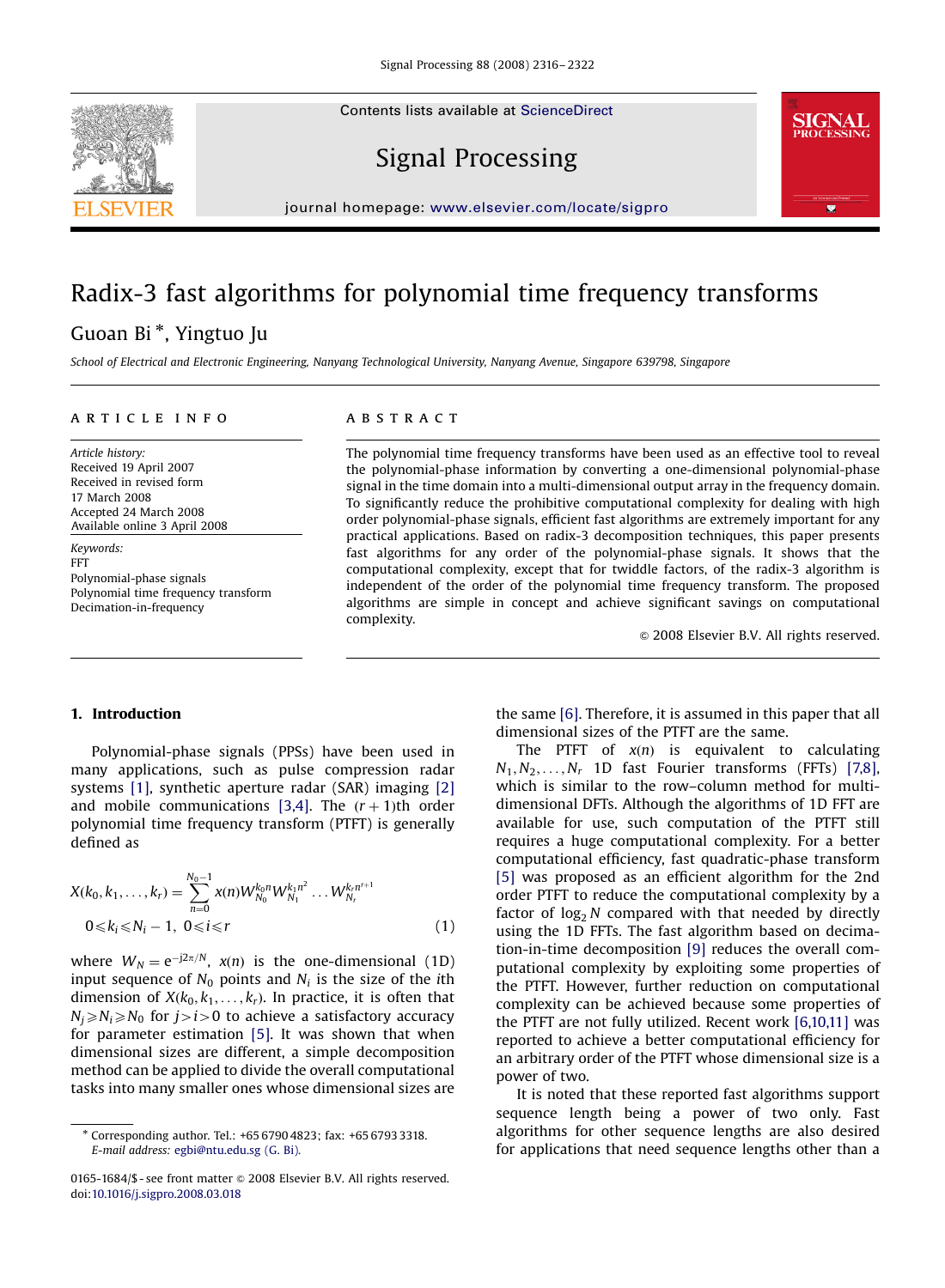Contents lists available at ScienceDirect

# Signal Processing

journal homepage: www.elsevier.com/locate/sigpro

# Radix-3 fast algorithms for polynomial time frequency transforms

Guoan Bi *, Yingtuo Ju

*School of Electrical and Electronic Engineering, Nanyang Technological University, Nanyang Avenue, Singapore 639798, Singapore*

## ARTICLE INFO

*Article history:*
Received 19 April 2007
Received in revised form
17 March 2008
Accepted 24 March 2008
Available online 3 April 2008

*Keywords:*
FFT
Polynomial-phase signals
Polynomial time frequency transform
Decimation-in-frequency

## ABSTRACT

The polynomial time frequency transforms have been used as an effective tool to reveal the polynomial-phase information by converting a one-dimensional polynomial-phase signal in the time domain into a multi-dimensional output array in the frequency domain. To significantly reduce the prohibitive computational complexity for dealing with high order polynomial-phase signals, efficient fast algorithms are extremely important for any practical applications. Based on radix-3 decomposition techniques, this paper presents fast algorithms for any order of the polynomial-phase signals. It shows that the computational complexity, except that for twiddle factors, of the radix-3 algorithm is independent of the order of the polynomial time frequency transform. The proposed algorithms are simple in concept and achieve significant savings on computational complexity.

© 2008 Elsevier B.V. All rights reserved.

## 1. Introduction

Polynomial-phase signals (PPSs) have been used in many applications, such as pulse compression radar systems [1], synthetic aperture radar (SAR) imaging [2] and mobile communications [3,4]. The $(r+1)$th order polynomial time frequency transform (PTFT) is generally defined as

$$X(k_0, k_1, \ldots, k_r) = \sum_{n=0}^{N_0-1} x(n) W_{N_0}^{k_0 n} W_{N_1}^{k_1 n^2} \ldots W_{N_r}^{k_r n^{r+1}}$$
$$0 \leqslant k_i \leqslant N_i - 1,\ 0 \leqslant i \leqslant r \tag{1}$$

where $W_N = e^{-j2\pi/N}$, $x(n)$ is the one-dimensional (1D) input sequence of $N_0$ points and $N_i$ is the size of the $i$th dimension of $X(k_0, k_1, \ldots, k_r)$. In practice, it is often that $N_j \geqslant N_i \geqslant N_0$ for $j > i > 0$ to achieve a satisfactory accuracy for parameter estimation [5]. It was shown that when dimensional sizes are different, a simple decomposition method can be applied to divide the overall computational tasks into many smaller ones whose dimensional sizes are the same [6]. Therefore, it is assumed in this paper that all dimensional sizes of the PTFT are the same.

The PTFT of $x(n)$ is equivalent to calculating $N_1, N_2, \ldots, N_r$ 1D fast Fourier transforms (FFTs) [7,8], which is similar to the row–column method for multi-dimensional DFTs. Although the algorithms of 1D FFT are available for use, such computation of the PTFT still requires a huge computational complexity. For a better computational efficiency, fast quadratic-phase transform [5] was proposed as an efficient algorithm for the 2nd order PTFT to reduce the computational complexity by a factor of $\log_2 N$ compared with that needed by directly using the 1D FFTs. The fast algorithm based on decimation-in-time decomposition [9] reduces the overall computational complexity by exploiting some properties of the PTFT. However, further reduction on computational complexity can be achieved because some properties of the PTFT are not fully utilized. Recent work [6,10,11] was reported to achieve a better computational efficiency for an arbitrary order of the PTFT whose dimensional size is a power of two.

It is noted that these reported fast algorithms support sequence length being a power of two only. Fast algorithms for other sequence lengths are also desired for applications that need sequence lengths other than a

---

* Corresponding author. Tel.: +65 6790 4823; fax: +65 6793 3318.
*E-mail address:* egbi@ntu.edu.sg (G. Bi).

0165-1684/$ - see front matter © 2008 Elsevier B.V. All rights reserved.
doi:10.1016/j.sigpro.2008.03.018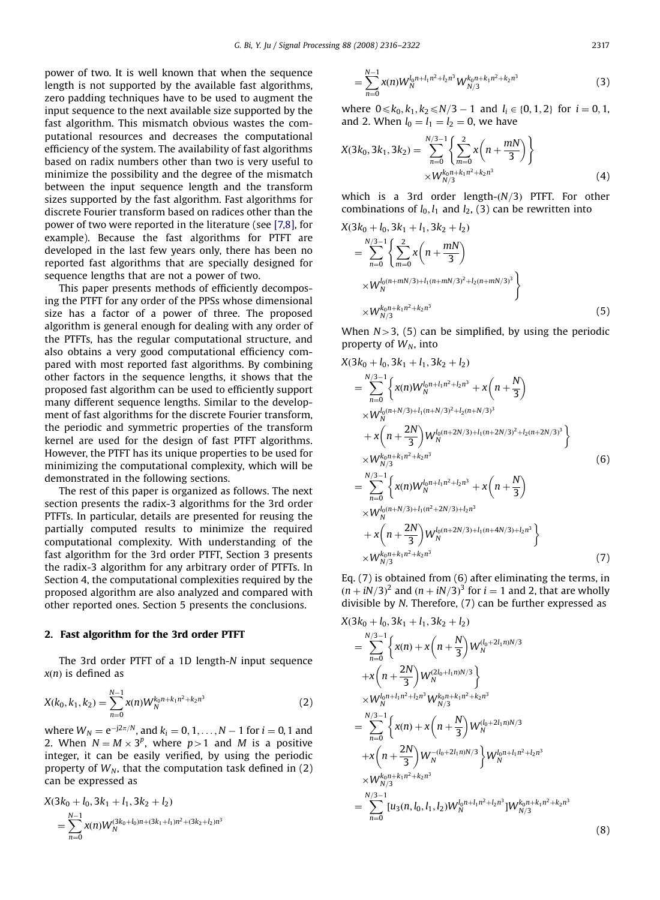power of two. It is well known that when the sequence length is not supported by the available fast algorithms, zero padding techniques have to be used to augment the input sequence to the next available size supported by the fast algorithm. This mismatch obvious wastes the computational resources and decreases the computational efficiency of the system. The availability of fast algorithms based on radix numbers other than two is very useful to minimize the possibility and the degree of the mismatch between the input sequence length and the transform sizes supported by the fast algorithm. Fast algorithms for discrete Fourier transform based on radices other than the power of two were reported in the literature (see [7,8], for example). Because the fast algorithms for PTFT are developed in the last few years only, there has been no reported fast algorithms that are specially designed for sequence lengths that are not a power of two.

This paper presents methods of efficiently decomposing the PTFT for any order of the PPSs whose dimensional size has a factor of a power of three. The proposed algorithm is general enough for dealing with any order of the PTFTs, has the regular computational structure, and also obtains a very good computational efficiency compared with most reported fast algorithms. By combining other factors in the sequence lengths, it shows that the proposed fast algorithm can be used to efficiently support many different sequence lengths. Similar to the development of fast algorithms for the discrete Fourier transform, the periodic and symmetric properties of the transform kernel are used for the design of fast PTFT algorithms. However, the PTFT has its unique properties to be used for minimizing the computational complexity, which will be demonstrated in the following sections.

The rest of this paper is organized as follows. The next section presents the radix-3 algorithms for the 3rd order PTFTs. In particular, details are presented for reusing the partially computed results to minimize the required computational complexity. With understanding of the fast algorithm for the 3rd order PTFT, Section 3 presents the radix-3 algorithm for any arbitrary order of PTFTs. In Section 4, the computational complexities required by the proposed algorithm are also analyzed and compared with other reported ones. Section 5 presents the conclusions.

## 2. Fast algorithm for the 3rd order PTFT

The 3rd order PTFT of a 1D length-$N$ input sequence $x(n)$ is defined as

$$X(k_0, k_1, k_2) = \sum_{n=0}^{N-1} x(n) W_N^{k_0 n + k_1 n^2 + k_2 n^3} \tag{2}$$

where $W_N = e^{-j2\pi/N}$, and $k_i = 0, 1, \ldots, N-1$ for $i = 0, 1$ and 2. When $N = M \times 3^p$, where $p > 1$ and $M$ is a positive integer, it can be easily verified, by using the periodic property of $W_N$, that the computation task defined in (2) can be expressed as

$$\begin{aligned} X(3k_0 + l_0, 3k_1 + l_1, 3k_2 + l_2) &= \sum_{n=0}^{N-1} x(n) W_N^{(3k_0+l_0)n + (3k_1+l_1)n^2 + (3k_2+l_2)n^3} \\ &= \sum_{n=0}^{N-1} x(n) W_N^{l_0 n + l_1 n^2 + l_2 n^3} W_{N/3}^{k_0 n + k_1 n^2 + k_2 n^3} \end{aligned} \tag{3}$$

where $0 \leqslant k_0, k_1, k_2 \leqslant N/3 - 1$ and $l_i \in \{0, 1, 2\}$ for $i = 0, 1$, and 2. When $l_0 = l_1 = l_2 = 0$, we have

$$X(3k_0, 3k_1, 3k_2) = \sum_{n=0}^{N/3-1} \left\{ \sum_{m=0}^{2} x\left(n + \frac{mN}{3}\right) \right\} \times W_{N/3}^{k_0 n + k_1 n^2 + k_2 n^3} \tag{4}$$

which is a 3rd order length-$(N/3)$ PTFT. For other combinations of $l_0, l_1$ and $l_2$, (3) can be rewritten into

$$\begin{aligned} X(3k_0 + l_0, 3k_1 + l_1, 3k_2 + l_2) &= \sum_{n=0}^{N/3-1} \left\{ \sum_{m=0}^{2} x\left(n + \frac{mN}{3}\right) \times W_N^{l_0(n+mN/3) + l_1(n+mN/3)^2 + l_2(n+mN/3)^3} \right\} \\ &\quad \times W_{N/3}^{k_0 n + k_1 n^2 + k_2 n^3} \end{aligned} \tag{5}$$

When $N > 3$, (5) can be simplified, by using the periodic property of $W_N$, into

$$\begin{aligned} X(3k_0 + l_0, 3k_1 + l_1, 3k_2 + l_2) &= \sum_{n=0}^{N/3-1} \Bigg\{ x(n) W_N^{l_0 n + l_1 n^2 + l_2 n^3} + x\left(n + \frac{N}{3}\right) \\ &\quad \times W_N^{l_0(n+N/3) + l_1(n+N/3)^2 + l_2(n+N/3)^3} \\ &\quad + x\left(n + \frac{2N}{3}\right) W_N^{l_0(n+2N/3) + l_1(n+2N/3)^2 + l_2(n+2N/3)^3} \Bigg\} \\ &\quad \times W_{N/3}^{k_0 n + k_1 n^2 + k_2 n^3} \end{aligned} \tag{6}$$

$$\begin{aligned} &= \sum_{n=0}^{N/3-1} \Bigg\{ x(n) W_N^{l_0 n + l_1 n^2 + l_2 n^3} + x\left(n + \frac{N}{3}\right) \\ &\quad \times W_N^{l_0(n+N/3) + l_1(n^2 + 2N/3) + l_2 n^3} \\ &\quad + x\left(n + \frac{2N}{3}\right) W_N^{l_0(n+2N/3) + l_1(n + 4N/3) + l_2 n^3} \Bigg\} \\ &\quad \times W_{N/3}^{k_0 n + k_1 n^2 + k_2 n^3} \end{aligned} \tag{7}$$

Eq. (7) is obtained from (6) after eliminating the terms, in $(n + iN/3)^2$ and $(n + iN/3)^3$ for $i = 1$ and 2, that are wholly divisible by $N$. Therefore, (7) can be further expressed as

$$\begin{aligned} X(3k_0 + l_0, 3k_1 + l_1, 3k_2 + l_2) &= \sum_{n=0}^{N/3-1} \Bigg\{ x(n) + x\left(n + \frac{N}{3}\right) W_N^{(l_0 + 2l_1 n)N/3} \\ &\quad + x\left(n + \frac{2N}{3}\right) W_N^{(2l_0 + l_1 n)N/3} \Bigg\} \\ &\quad \times W_N^{l_0 n + l_1 n^2 + l_2 n^3} W_{N/3}^{k_0 n + k_1 n^2 + k_2 n^3} \\ &= \sum_{n=0}^{N/3-1} \Bigg\{ x(n) + x\left(n + \frac{N}{3}\right) W_N^{(l_0 + 2l_1 n)N/3} \\ &\quad + x\left(n + \frac{2N}{3}\right) W_N^{-(l_0 + 2l_1 n)N/3} \Bigg\} W_N^{l_0 n + l_1 n^2 + l_2 n^3} \\ &\quad \times W_{N/3}^{k_0 n + k_1 n^2 + k_2 n^3} \\ &= \sum_{n=0}^{N/3-1} [u_3(n, l_0, l_1, l_2) W_N^{l_0 n + l_1 n^2 + l_2 n^3}] W_{N/3}^{k_0 n + k_1 n^2 + k_2 n^3} \end{aligned} \tag{8}$$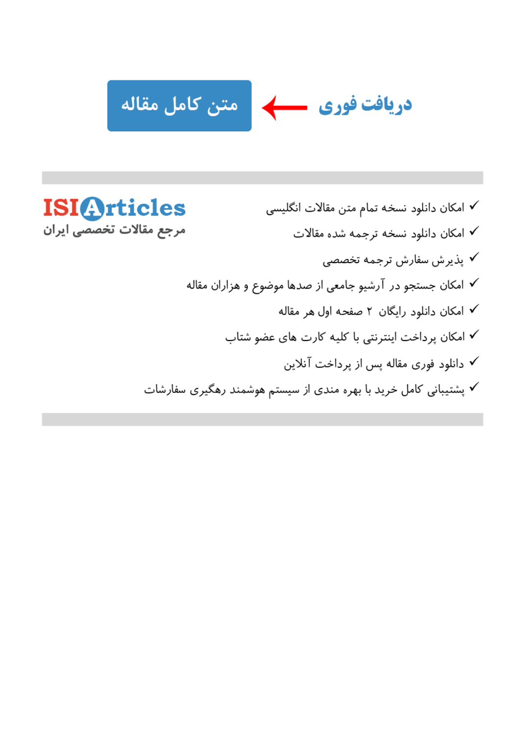دریافت فوری ← **متن کامل مقاله**

ISIArticles

مرجع مقالات تخصصی ایران

- ✓ امکان دانلود نسخه تمام متن مقالات انگلیسی
- ✓ امکان دانلود نسخه ترجمه شده مقالات
- ✓ پذیرش سفارش ترجمه تخصصی
- ✓ امکان جستجو در آرشیو جامعی از صدها موضوع و هزاران مقاله
- ✓ امکان دانلود رایگان ۲ صفحه اول هر مقاله
- ✓ امکان پرداخت اینترنتی با کلیه کارت های عضو شتاب
- ✓ دانلود فوری مقاله پس از پرداخت آنلاین
- ✓ پشتیبانی کامل خرید با بهره مندی از سیستم هوشمند رهگیری سفارشات